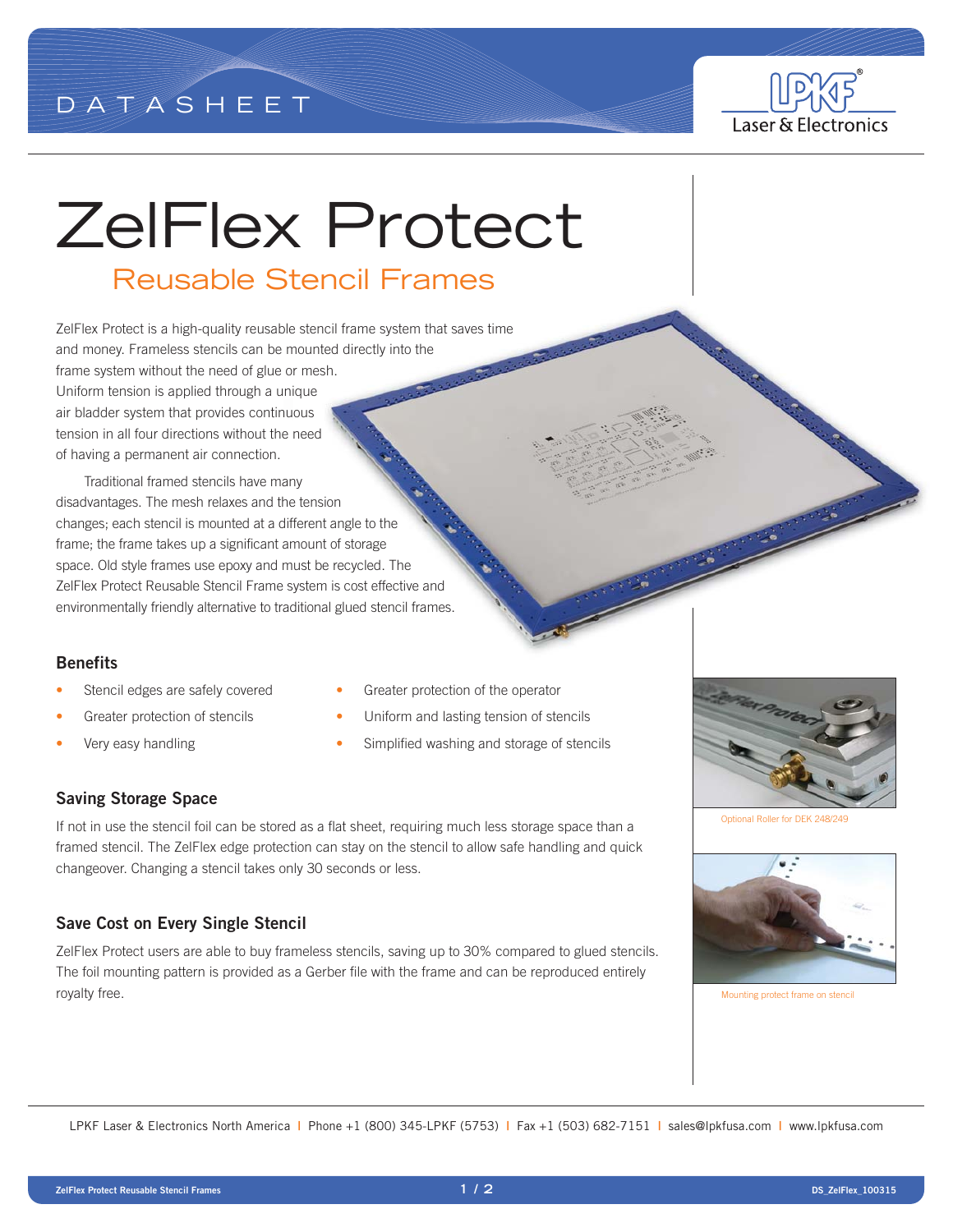DATASHEET

# ZelFlex Protect

## Reusable Stencil Frames

ZelFlex Protect is a high-quality reusable stencil frame system that saves time and money. Frameless stencils can be mounted directly into the frame system without the need of glue or mesh. Uniform tension is applied through a unique air bladder system that provides continuous tension in all four directions without the need of having a permanent air connection.

Traditional framed stencils have many disadvantages. The mesh relaxes and the tension changes; each stencil is mounted at a different angle to the frame; the frame takes up a significant amount of storage space. Old style frames use epoxy and must be recycled. The ZelFlex Protect Reusable Stencil Frame system is cost effective and environmentally friendly alternative to traditional glued stencil frames.

### Benefits

- Stencil edges are safely covered
- Greater protection of stencils
- Very easy handling
- Greater protection of the operator
- Uniform and lasting tension of stencils
- Simplified washing and storage of stencils

### Saving Storage Space

If not in use the stencil foil can be stored as a flat sheet, requiring much less storage space than a framed stencil. The ZelFlex edge protection can stay on the stencil to allow safe handling and quick changeover. Changing a stencil takes only 30 seconds or less.

### Save Cost on Every Single Stencil

ZelFlex Protect users are able to buy frameless stencils, saving up to 30% compared to glued stencils. The foil mounting pattern is provided as a Gerber file with the frame and can be reproduced entirely royalty free.

Optional Roller for DEK 248/249

Mounting protect frame on stencil

LPKF Laser & Electronics North America | Phone +1 (800) 345-LPKF (5753) | Fax +1 (503) 682-7151 | sales@lpkfusa.com | www.lpkfusa.com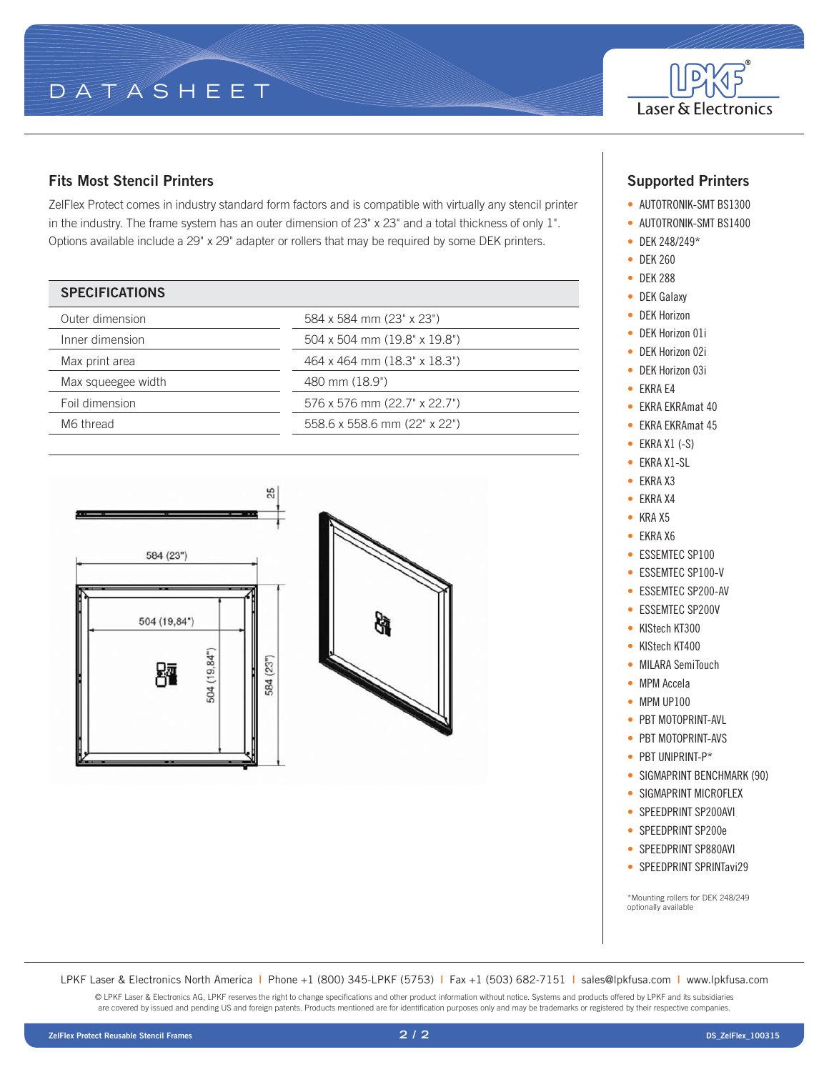## Fits Most Stencil Printers

ZelFlex Protect comes in industry standard form factors and is compatible with virtually any stencil printer in the industry. The frame system has an outer dimension of 23" x 23" and a total thickness of only 1". Options available include a 29" x 29" adapter or rollers that may be required by some DEK printers.

| SPECIFICATIONS | |
|---|---|
| Outer dimension | 584 x 584 mm (23" x 23") |
| Inner dimension | 504 x 504 mm (19.8" x 19.8") |
| Max print area | 464 x 464 mm (18.3" x 18.3") |
| Max squeegee width | 480 mm (18.9") |
| Foil dimension | 576 x 576 mm (22.7" x 22.7") |
| M6 thread | 558.6 x 558.6 mm (22" x 22") |

25

584 (23")

504 (19,84")

504 (19,84")

584 (23")

## Supported Printers

- AUTOTRONIK-SMT BS1300
- AUTOTRONIK-SMT BS1400
- DEK 248/249*
- DEK 260
- DEK 288
- DEK Galaxy
- DEK Horizon
- DEK Horizon 01i
- DEK Horizon 02i
- DEK Horizon 03i
- EKRA E4
- EKRA EKRAmat 40
- EKRA EKRAmat 45
- EKRA X1 (-S)
- EKRA X1-SL
- EKRA X3
- EKRA X4
- KRA X5
- EKRA X6
- ESSEMTEC SP100
- ESSEMTEC SP100-V
- ESSEMTEC SP200-AV
- ESSEMTEC SP200V
- KIStech KT300
- KIStech KT400
- MILARA SemiTouch
- MPM Accela
- MPM UP100
- PBT MOTOPRINT-AVL
- PBT MOTOPRINT-AVS
- PBT UNIPRINT-P*
- SIGMAPRINT BENCHMARK (90)
- SIGMAPRINT MICROFLEX
- SPEEDPRINT SP200AVI
- SPEEDPRINT SP200e
- SPEEDPRINT SP880AVI
- SPEEDPRINT SPRINTavi29

*Mounting rollers for DEK 248/249 optionally available

LPKF Laser & Electronics North America | Phone +1 (800) 345-LPKF (5753) | Fax +1 (503) 682-7151 | sales@lpkfusa.com | www.lpkfusa.com

© LPKF Laser & Electronics AG, LPKF reserves the right to change specifications and other product information without notice. Systems and products offered by LPKF and its subsidiaries are covered by issued and pending US and foreign patents. Products mentioned are for identification purposes only and may be trademarks or registered by their respective companies.